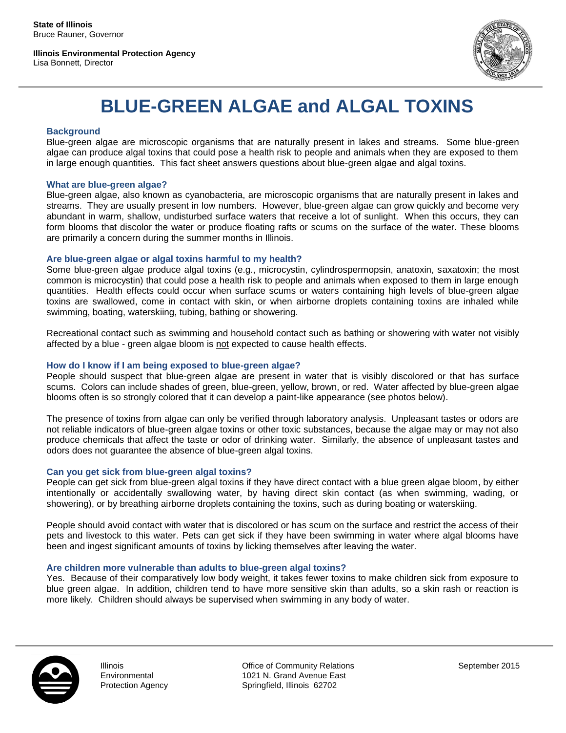**State of Illinois**
Bruce Rauner, Governor

**Illinois Environmental Protection Agency**
Lisa Bonnett, Director

# BLUE-GREEN ALGAE and ALGAL TOXINS

## Background

Blue-green algae are microscopic organisms that are naturally present in lakes and streams. Some blue-green algae can produce algal toxins that could pose a health risk to people and animals when they are exposed to them in large enough quantities. This fact sheet answers questions about blue-green algae and algal toxins.

## What are blue-green algae?

Blue-green algae, also known as cyanobacteria, are microscopic organisms that are naturally present in lakes and streams. They are usually present in low numbers. However, blue-green algae can grow quickly and become very abundant in warm, shallow, undisturbed surface waters that receive a lot of sunlight. When this occurs, they can form blooms that discolor the water or produce floating rafts or scums on the surface of the water. These blooms are primarily a concern during the summer months in Illinois.

## Are blue-green algae or algal toxins harmful to my health?

Some blue-green algae produce algal toxins (e.g., microcystin, cylindrospermopsin, anatoxin, saxatoxin; the most common is microcystin) that could pose a health risk to people and animals when exposed to them in large enough quantities. Health effects could occur when surface scums or waters containing high levels of blue-green algae toxins are swallowed, come in contact with skin, or when airborne droplets containing toxins are inhaled while swimming, boating, waterskiing, tubing, bathing or showering.

Recreational contact such as swimming and household contact such as bathing or showering with water not visibly affected by a blue - green algae bloom is <u>not</u> expected to cause health effects.

## How do I know if I am being exposed to blue-green algae?

People should suspect that blue-green algae are present in water that is visibly discolored or that has surface scums. Colors can include shades of green, blue-green, yellow, brown, or red. Water affected by blue-green algae blooms often is so strongly colored that it can develop a paint-like appearance (see photos below).

The presence of toxins from algae can only be verified through laboratory analysis. Unpleasant tastes or odors are not reliable indicators of blue-green algae toxins or other toxic substances, because the algae may or may not also produce chemicals that affect the taste or odor of drinking water. Similarly, the absence of unpleasant tastes and odors does not guarantee the absence of blue-green algal toxins.

## Can you get sick from blue-green algal toxins?

People can get sick from blue-green algal toxins if they have direct contact with a blue green algae bloom, by either intentionally or accidentally swallowing water, by having direct skin contact (as when swimming, wading, or showering), or by breathing airborne droplets containing the toxins, such as during boating or waterskiing.

People should avoid contact with water that is discolored or has scum on the surface and restrict the access of their pets and livestock to this water. Pets can get sick if they have been swimming in water where algal blooms have been and ingest significant amounts of toxins by licking themselves after leaving the water.

## Are children more vulnerable than adults to blue-green algal toxins?

Yes. Because of their comparatively low body weight, it takes fewer toxins to make children sick from exposure to blue green algae. In addition, children tend to have more sensitive skin than adults, so a skin rash or reaction is more likely. Children should always be supervised when swimming in any body of water.

Illinois Environmental Protection Agency — Office of Community Relations, 1021 N. Grand Avenue East, Springfield, Illinois 62702 — September 2015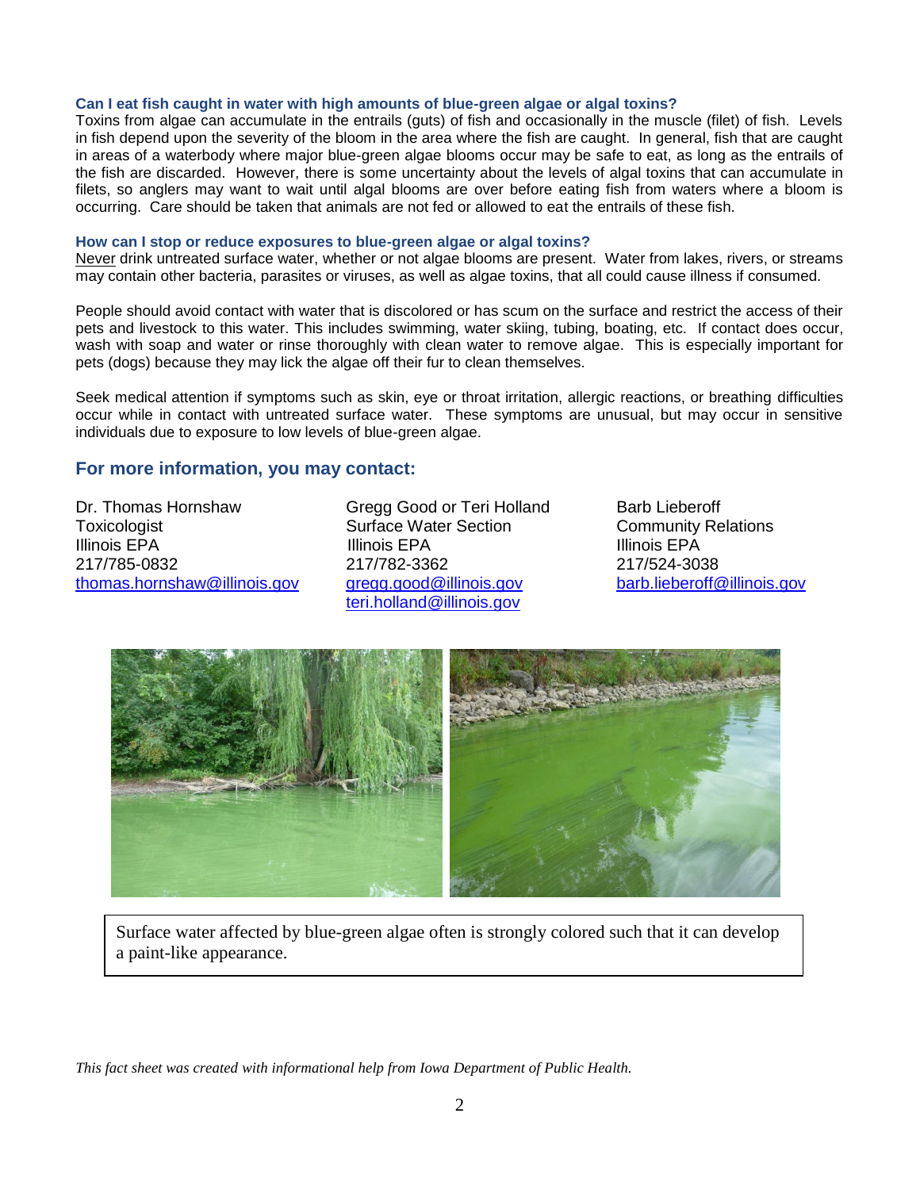### Can I eat fish caught in water with high amounts of blue-green algae or algal toxins?

Toxins from algae can accumulate in the entrails (guts) of fish and occasionally in the muscle (filet) of fish. Levels in fish depend upon the severity of the bloom in the area where the fish are caught. In general, fish that are caught in areas of a waterbody where major blue-green algae blooms occur may be safe to eat, as long as the entrails of the fish are discarded. However, there is some uncertainty about the levels of algal toxins that can accumulate in filets, so anglers may want to wait until algal blooms are over before eating fish from waters where a bloom is occurring. Care should be taken that animals are not fed or allowed to eat the entrails of these fish.

### How can I stop or reduce exposures to blue-green algae or algal toxins?

Never drink untreated surface water, whether or not algae blooms are present. Water from lakes, rivers, or streams may contain other bacteria, parasites or viruses, as well as algae toxins, that all could cause illness if consumed.

People should avoid contact with water that is discolored or has scum on the surface and restrict the access of their pets and livestock to this water. This includes swimming, water skiing, tubing, boating, etc. If contact does occur, wash with soap and water or rinse thoroughly with clean water to remove algae. This is especially important for pets (dogs) because they may lick the algae off their fur to clean themselves.

Seek medical attention if symptoms such as skin, eye or throat irritation, allergic reactions, or breathing difficulties occur while in contact with untreated surface water. These symptoms are unusual, but may occur in sensitive individuals due to exposure to low levels of blue-green algae.

## For more information, you may contact:

Dr. Thomas Hornshaw
Toxicologist
Illinois EPA
217/785-0832
thomas.hornshaw@illinois.gov

Gregg Good or Teri Holland
Surface Water Section
Illinois EPA
217/782-3362
gregg.good@illinois.gov
teri.holland@illinois.gov

Barb Lieberoff
Community Relations
Illinois EPA
217/524-3038
barb.lieberoff@illinois.gov

Surface water affected by blue-green algae often is strongly colored such that it can develop a paint-like appearance.

*This fact sheet was created with informational help from Iowa Department of Public Health.*